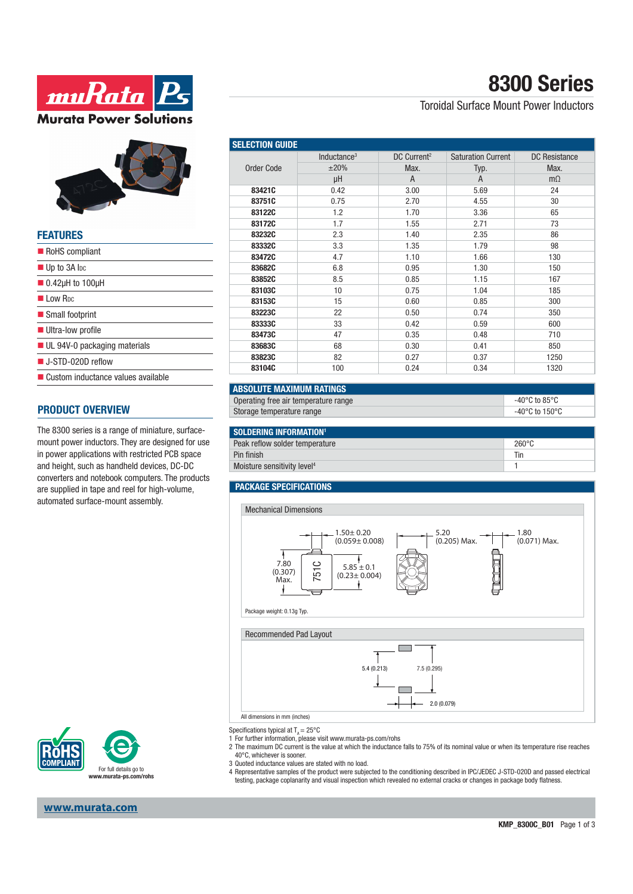# 8300 Series

Toroidal Surface Mount Power Inductors

## FEATURES

- RoHS compliant
- Up to 3A $I_{DC}$
- 0.42µH to 100µH
- Low $R_{DC}$
- Small footprint
- Ultra-low profile
- UL 94V-0 packaging materials
- J-STD-020D reflow
- Custom inductance values available

## PRODUCT OVERVIEW

The 8300 series is a range of miniature, surface-mount power inductors. They are designed for use in power applications with restricted PCB space and height, such as handheld devices, DC-DC converters and notebook computers. The products are supplied in tape and reel for high-volume, automated surface-mount assembly.

## SELECTION GUIDE

| Order Code | Inductance[3] ±20% µH | DC Current[2] Max. A | Saturation Current Typ. A | DC Resistance Max. mΩ |
|---|---|---|---|---|
| **83421C** | 0.42 | 3.00 | 5.69 | 24 |
| **83751C** | 0.75 | 2.70 | 4.55 | 30 |
| **83122C** | 1.2 | 1.70 | 3.36 | 65 |
| **83172C** | 1.7 | 1.55 | 2.71 | 73 |
| **83232C** | 2.3 | 1.40 | 2.35 | 86 |
| **83332C** | 3.3 | 1.35 | 1.79 | 98 |
| **83472C** | 4.7 | 1.10 | 1.66 | 130 |
| **83682C** | 6.8 | 0.95 | 1.30 | 150 |
| **83852C** | 8.5 | 0.85 | 1.15 | 167 |
| **83103C** | 10 | 0.75 | 1.04 | 185 |
| **83153C** | 15 | 0.60 | 0.85 | 300 |
| **83223C** | 22 | 0.50 | 0.74 | 350 |
| **83333C** | 33 | 0.42 | 0.59 | 600 |
| **83473C** | 47 | 0.35 | 0.48 | 710 |
| **83683C** | 68 | 0.30 | 0.41 | 850 |
| **83823C** | 82 | 0.27 | 0.37 | 1250 |
| **83104C** | 100 | 0.24 | 0.34 | 1320 |

## ABSOLUTE MAXIMUM RATINGS

| | |
|---|---|
| Operating free air temperature range | -40°C to 85°C |
| Storage temperature range | -40°C to 150°C |

## SOLDERING INFORMATION[1]

| | |
|---|---|
| Peak reflow solder temperature | 260°C |
| Pin finish | Tin |
| Moisture sensitivity level[4] | 1 |

## PACKAGE SPECIFICATIONS

### Mechanical Dimensions

1.50± 0.20 (0.059± 0.008)

5.20 (0.205) Max.

1.80 (0.071) Max.

7.80 (0.307) Max.

5.85 ± 0.1 (0.23± 0.004)

751C

Package weight: 0.13g Typ.

### Recommended Pad Layout

5.4 (0.213)

7.5 (0.295)

2.0 (0.079)

All dimensions in mm (inches)

Specifications typical at $T_A$ = 25°C

1 For further information, please visit www.murata-ps.com/rohs

2 The maximum DC current is the value at which the inductance falls to 75% of its nominal value or when its temperature rise reaches 40°C, whichever is sooner.

3 Quoted inductance values are stated with no load.

4 Representative samples of the product were subjected to the conditioning described in IPC/JEDEC J-STD-020D and passed electrical testing, package coplanarity and visual inspection which revealed no external cracks or changes in package body flatness.

For full details go to www.murata-ps.com/rohs

www.murata.com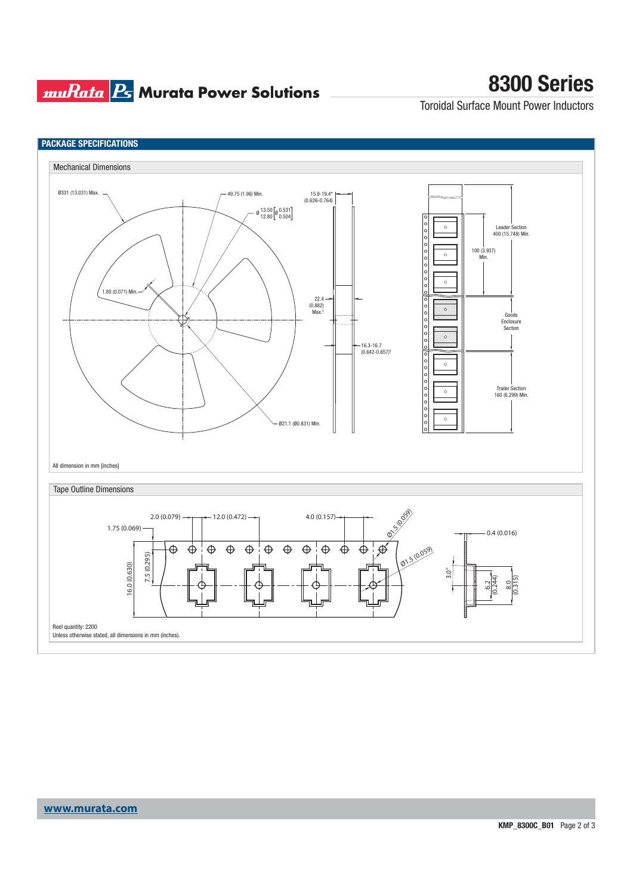## PACKAGE SPECIFICATIONS

### Mechanical Dimensions

Ø331 (13.031) Max.

49.75 (1.96) Min.

Ø 13.50 / 12.80 [Ø 0.531 / 0.504]

1.80 (0.071) Min.

Ø21.1 (Ø0.831) Min.

15.9-19.4* (0.626-0.764)

22.4 (0.882) Max.†

16.3-16.7 (0.642-0.657)†

Leader Section 400 (15.748) Min.

100 (3.937) Min.

Goods Enclosure Section

Trailer Section 160 (6.299) Min.

All dimension in mm [inches]

### Tape Outline Dimensions

2.0 (0.079)

12.0 (0.472)

4.0 (0.157)

1.75 (0.069)

Ø1.5 (0.059)

Ø1.5 (0.059)

7.5 (0.295)

16.0 (0.630)

0.4 (0.016)

3.0°

6.2 (0.244)

8.0 (0.315)

Reel quantity: 2200

Unless otherwise stated, all dimensions in mm (inches).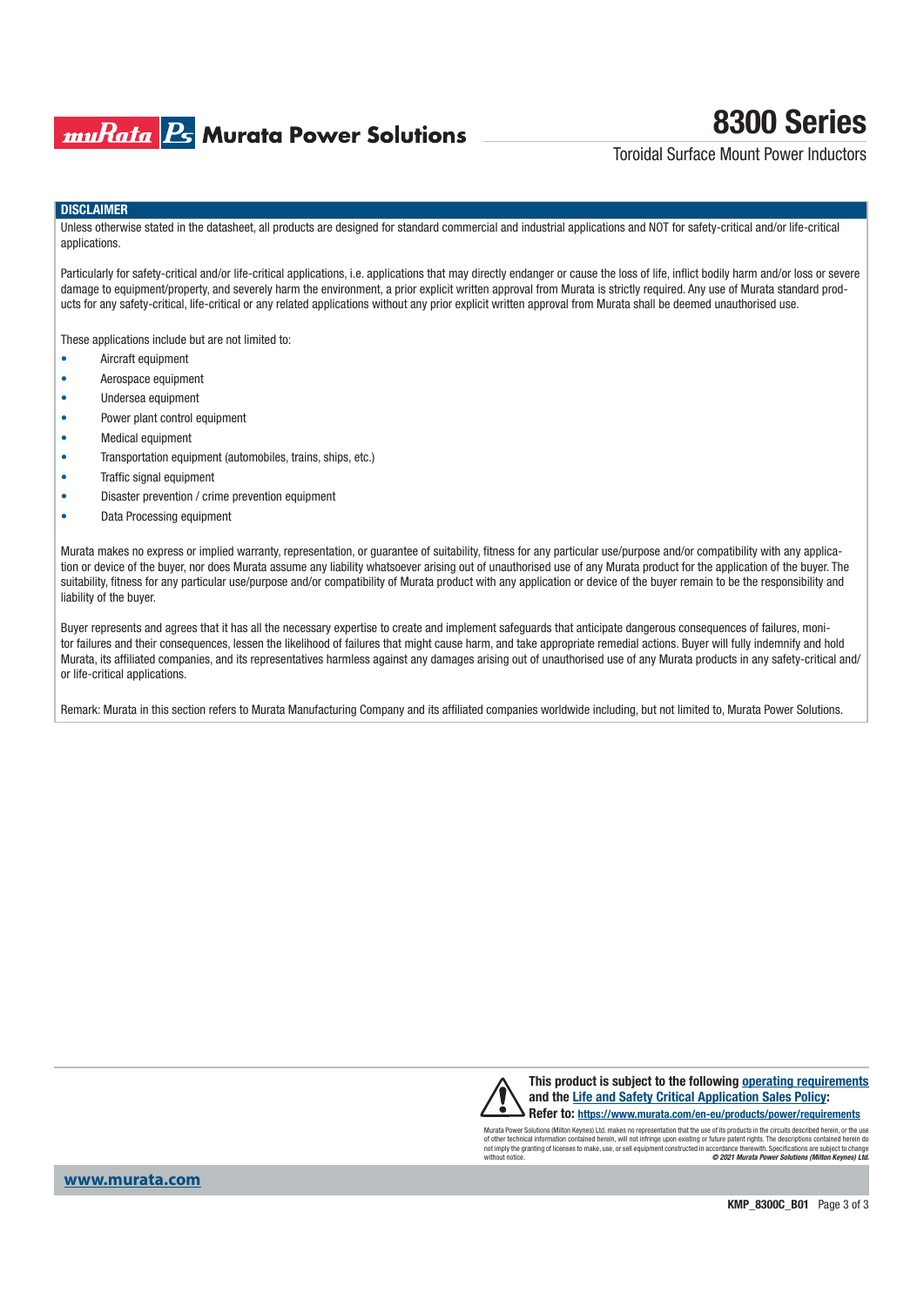## DISCLAIMER

Unless otherwise stated in the datasheet, all products are designed for standard commercial and industrial applications and NOT for safety-critical and/or life-critical applications.

Particularly for safety-critical and/or life-critical applications, i.e. applications that may directly endanger or cause the loss of life, inflict bodily harm and/or loss or severe damage to equipment/property, and severely harm the environment, a prior explicit written approval from Murata is strictly required. Any use of Murata standard products for any safety-critical, life-critical or any related applications without any prior explicit written approval from Murata shall be deemed unauthorised use.

These applications include but are not limited to:

- Aircraft equipment
- Aerospace equipment
- Undersea equipment
- Power plant control equipment
- Medical equipment
- Transportation equipment (automobiles, trains, ships, etc.)
- Traffic signal equipment
- Disaster prevention / crime prevention equipment
- Data Processing equipment

Murata makes no express or implied warranty, representation, or guarantee of suitability, fitness for any particular use/purpose and/or compatibility with any application or device of the buyer, nor does Murata assume any liability whatsoever arising out of unauthorised use of any Murata product for the application of the buyer. The suitability, fitness for any particular use/purpose and/or compatibility of Murata product with any application or device of the buyer remain to be the responsibility and liability of the buyer.

Buyer represents and agrees that it has all the necessary expertise to create and implement safeguards that anticipate dangerous consequences of failures, monitor failures and their consequences, lessen the likelihood of failures that might cause harm, and take appropriate remedial actions. Buyer will fully indemnify and hold Murata, its affiliated companies, and its representatives harmless against any damages arising out of unauthorised use of any Murata products in any safety-critical and/or life-critical applications.

Remark: Murata in this section refers to Murata Manufacturing Company and its affiliated companies worldwide including, but not limited to, Murata Power Solutions.

**This product is subject to the following operating requirements and the Life and Safety Critical Application Sales Policy:**
**Refer to: https://www.murata.com/en-eu/products/power/requirements**

Murata Power Solutions (Milton Keynes) Ltd. makes no representation that the use of its products in the circuits described herein, or the use of other technical information contained herein, will not infringe upon existing or future patent rights. The descriptions contained herein do not imply the granting of licenses to make, use, or sell equipment constructed in accordance therewith. Specifications are subject to change without notice. ***© 2021 Murata Power Solutions (Milton Keynes) Ltd.***